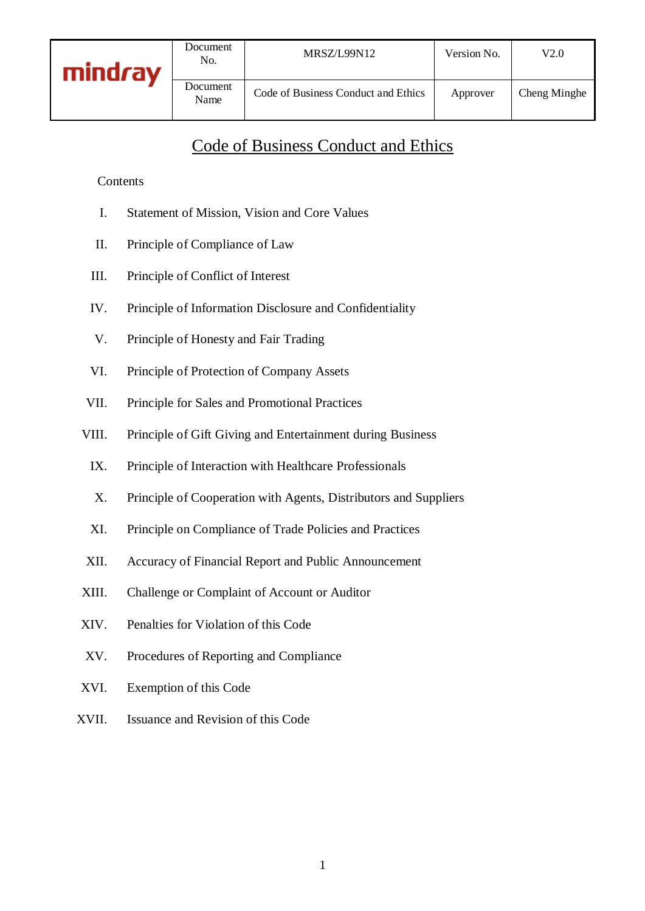| mindray | Document No. | MRSZ/L99N12 | Version No. | V2.0 |
|---|---|---|---|---|
| | Document Name | Code of Business Conduct and Ethics | Approver | Cheng Minghe |

# Code of Business Conduct and Ethics

Contents

I. Statement of Mission, Vision and Core Values

II. Principle of Compliance of Law

III. Principle of Conflict of Interest

IV. Principle of Information Disclosure and Confidentiality

V. Principle of Honesty and Fair Trading

VI. Principle of Protection of Company Assets

VII. Principle for Sales and Promotional Practices

VIII. Principle of Gift Giving and Entertainment during Business

IX. Principle of Interaction with Healthcare Professionals

X. Principle of Cooperation with Agents, Distributors and Suppliers

XI. Principle on Compliance of Trade Policies and Practices

XII. Accuracy of Financial Report and Public Announcement

XIII. Challenge or Complaint of Account or Auditor

XIV. Penalties for Violation of this Code

XV. Procedures of Reporting and Compliance

XVI. Exemption of this Code

XVII. Issuance and Revision of this Code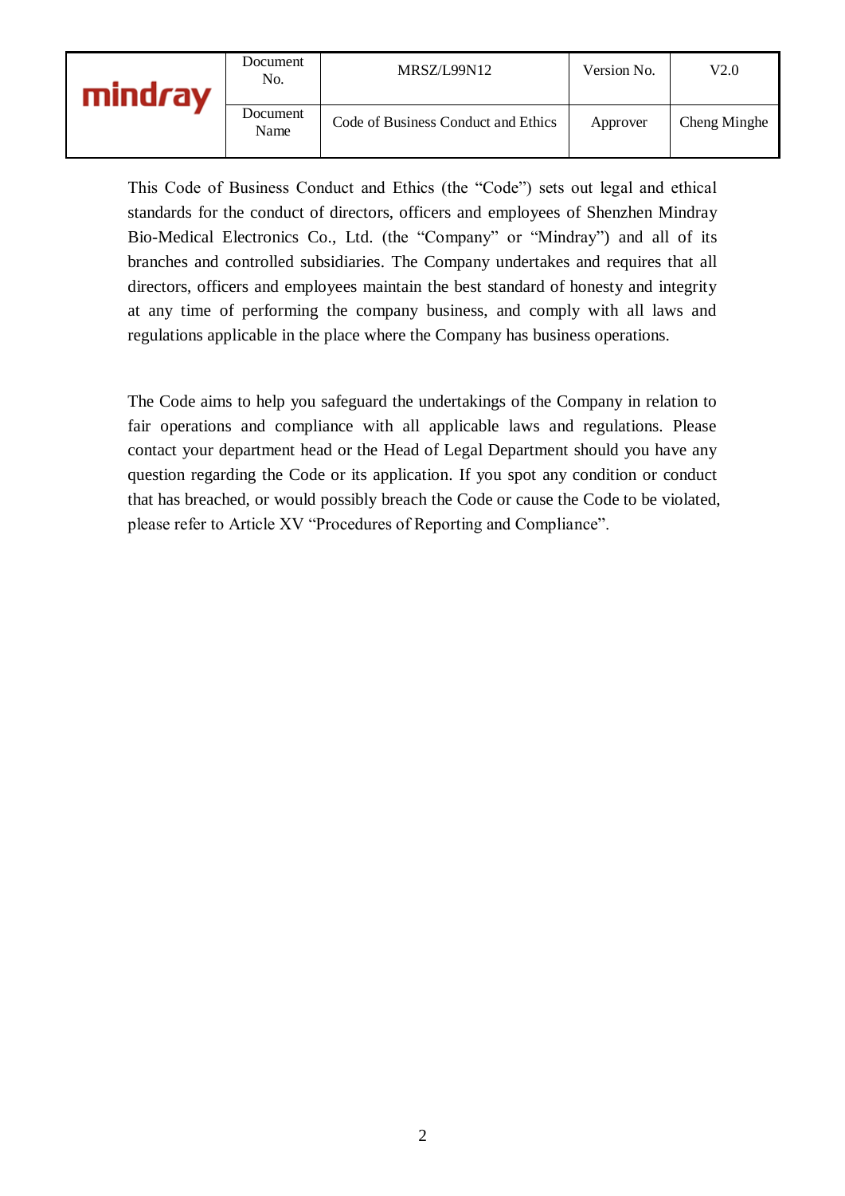This Code of Business Conduct and Ethics (the "Code") sets out legal and ethical standards for the conduct of directors, officers and employees of Shenzhen Mindray Bio-Medical Electronics Co., Ltd. (the "Company" or "Mindray") and all of its branches and controlled subsidiaries. The Company undertakes and requires that all directors, officers and employees maintain the best standard of honesty and integrity at any time of performing the company business, and comply with all laws and regulations applicable in the place where the Company has business operations.

The Code aims to help you safeguard the undertakings of the Company in relation to fair operations and compliance with all applicable laws and regulations. Please contact your department head or the Head of Legal Department should you have any question regarding the Code or its application. If you spot any condition or conduct that has breached, or would possibly breach the Code or cause the Code to be violated, please refer to Article XV "Procedures of Reporting and Compliance".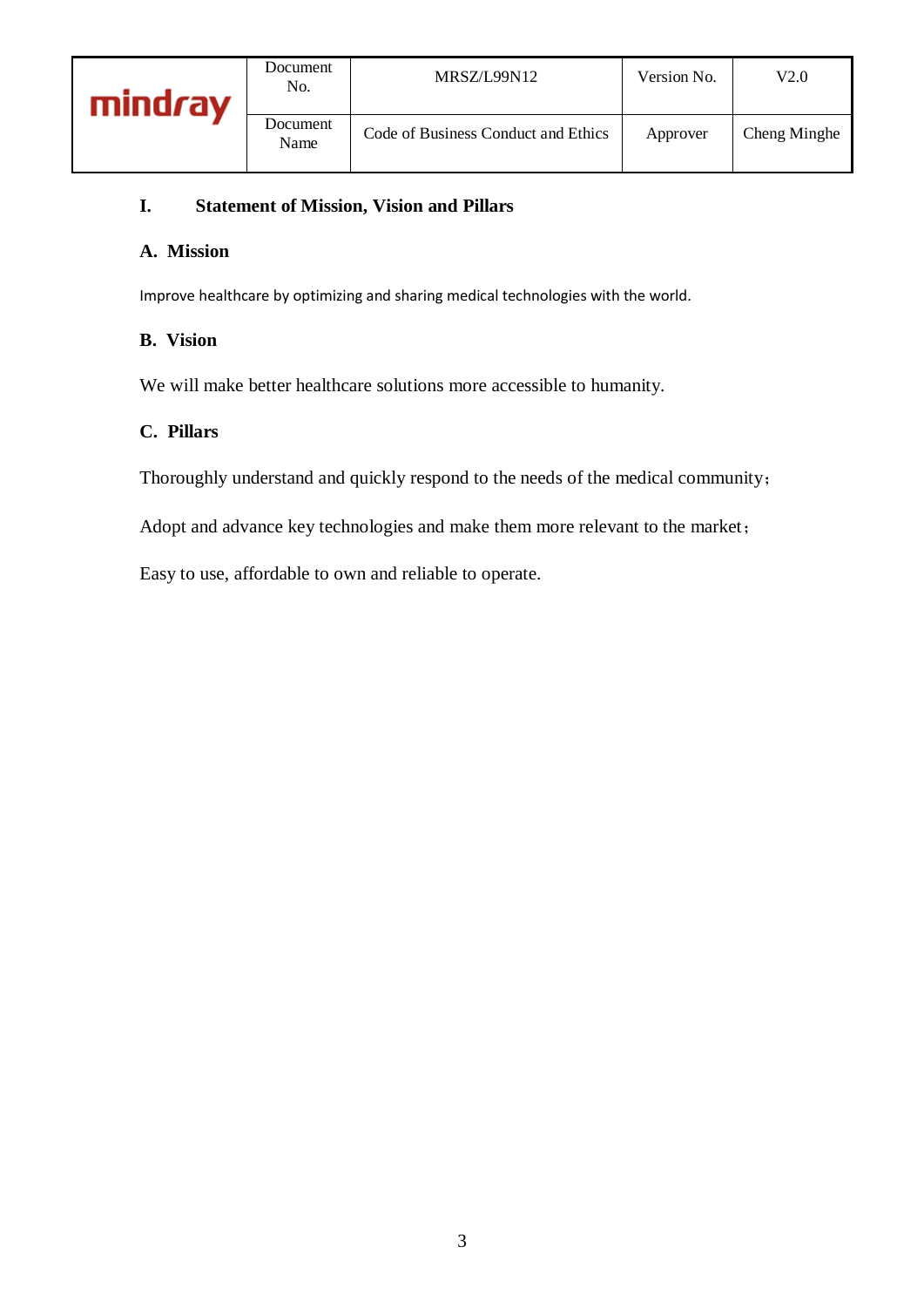## I. Statement of Mission, Vision and Pillars

### A. Mission

Improve healthcare by optimizing and sharing medical technologies with the world.

### B. Vision

We will make better healthcare solutions more accessible to humanity.

### C. Pillars

Thoroughly understand and quickly respond to the needs of the medical community；

Adopt and advance key technologies and make them more relevant to the market；

Easy to use, affordable to own and reliable to operate.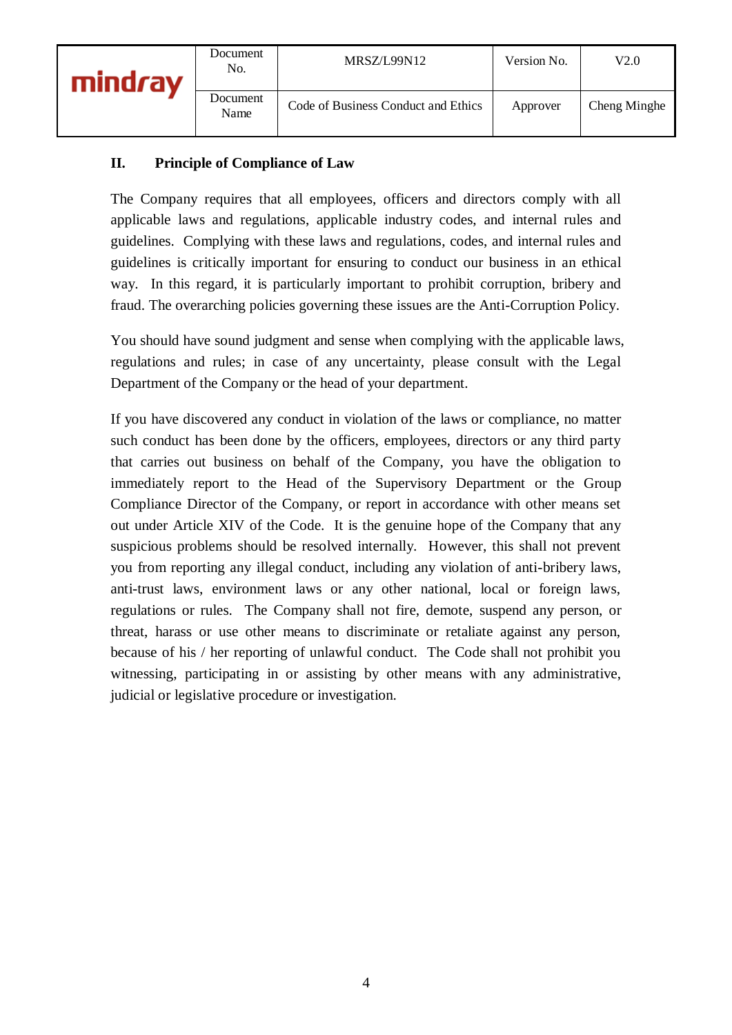## II. Principle of Compliance of Law

The Company requires that all employees, officers and directors comply with all applicable laws and regulations, applicable industry codes, and internal rules and guidelines. Complying with these laws and regulations, codes, and internal rules and guidelines is critically important for ensuring to conduct our business in an ethical way. In this regard, it is particularly important to prohibit corruption, bribery and fraud. The overarching policies governing these issues are the Anti-Corruption Policy.

You should have sound judgment and sense when complying with the applicable laws, regulations and rules; in case of any uncertainty, please consult with the Legal Department of the Company or the head of your department.

If you have discovered any conduct in violation of the laws or compliance, no matter such conduct has been done by the officers, employees, directors or any third party that carries out business on behalf of the Company, you have the obligation to immediately report to the Head of the Supervisory Department or the Group Compliance Director of the Company, or report in accordance with other means set out under Article XIV of the Code. It is the genuine hope of the Company that any suspicious problems should be resolved internally. However, this shall not prevent you from reporting any illegal conduct, including any violation of anti-bribery laws, anti-trust laws, environment laws or any other national, local or foreign laws, regulations or rules. The Company shall not fire, demote, suspend any person, or threat, harass or use other means to discriminate or retaliate against any person, because of his / her reporting of unlawful conduct. The Code shall not prohibit you witnessing, participating in or assisting by other means with any administrative, judicial or legislative procedure or investigation.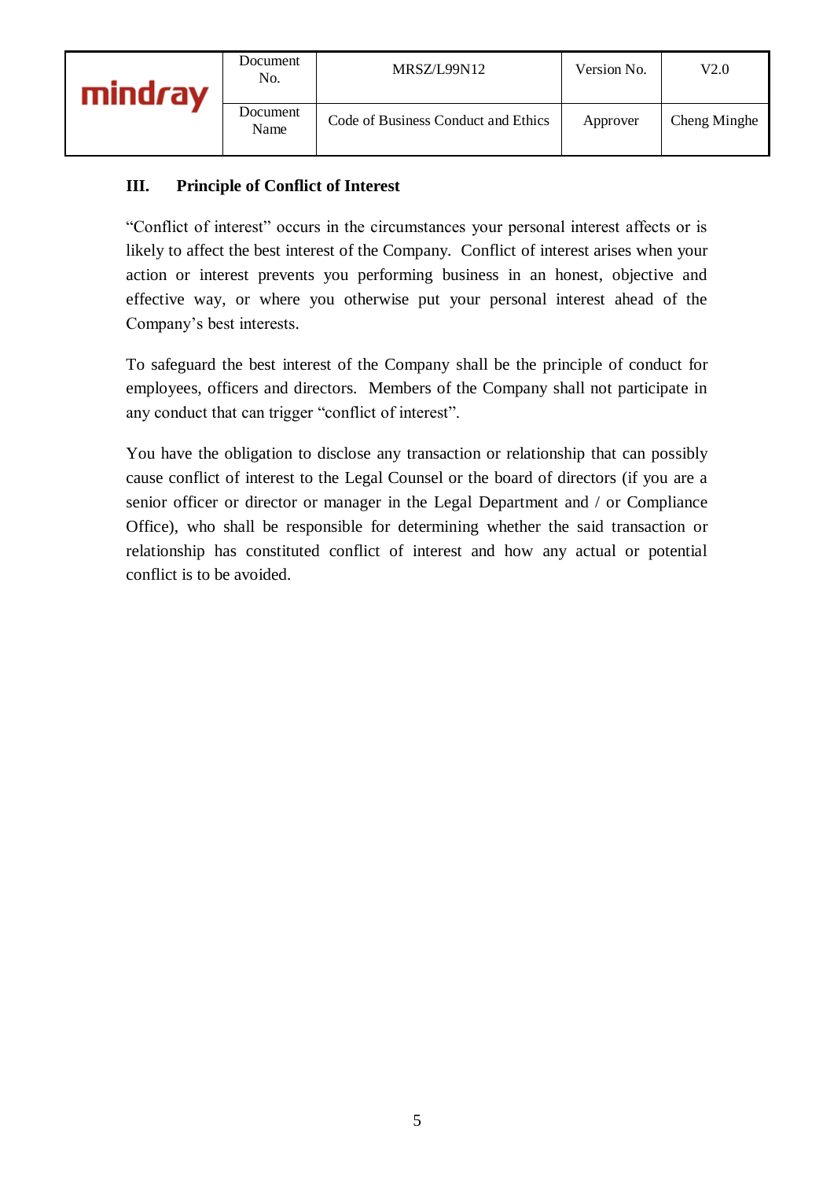## III. Principle of Conflict of Interest

"Conflict of interest" occurs in the circumstances your personal interest affects or is likely to affect the best interest of the Company. Conflict of interest arises when your action or interest prevents you performing business in an honest, objective and effective way, or where you otherwise put your personal interest ahead of the Company's best interests.

To safeguard the best interest of the Company shall be the principle of conduct for employees, officers and directors. Members of the Company shall not participate in any conduct that can trigger "conflict of interest".

You have the obligation to disclose any transaction or relationship that can possibly cause conflict of interest to the Legal Counsel or the board of directors (if you are a senior officer or director or manager in the Legal Department and / or Compliance Office), who shall be responsible for determining whether the said transaction or relationship has constituted conflict of interest and how any actual or potential conflict is to be avoided.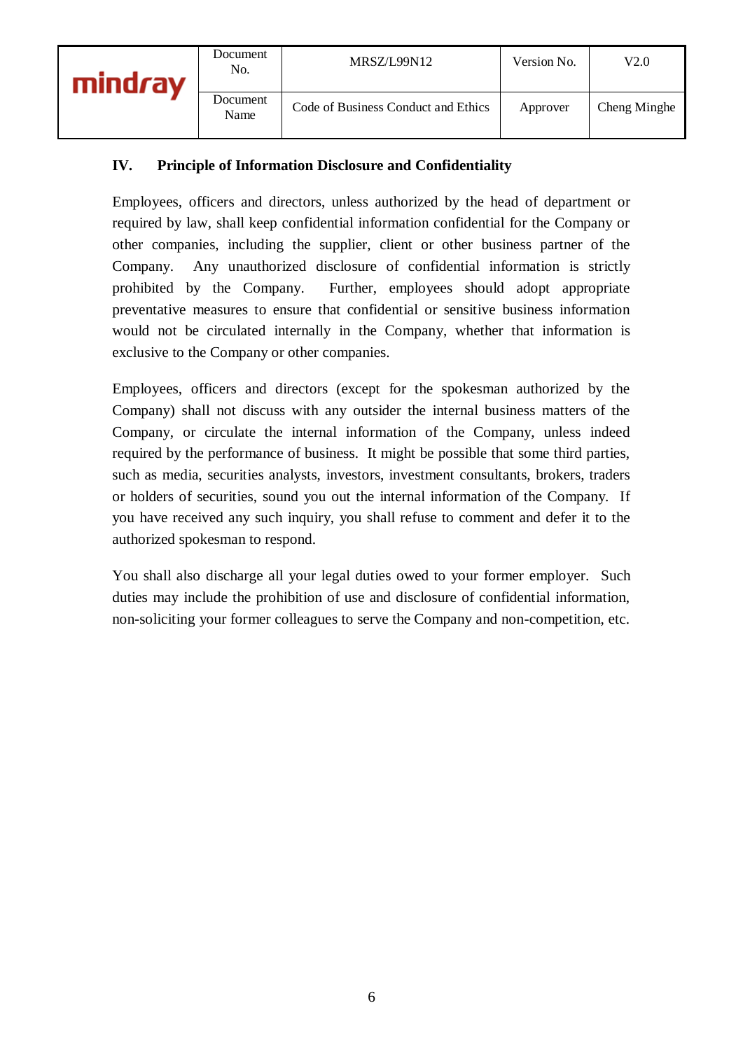## IV. Principle of Information Disclosure and Confidentiality

Employees, officers and directors, unless authorized by the head of department or required by law, shall keep confidential information confidential for the Company or other companies, including the supplier, client or other business partner of the Company. Any unauthorized disclosure of confidential information is strictly prohibited by the Company. Further, employees should adopt appropriate preventative measures to ensure that confidential or sensitive business information would not be circulated internally in the Company, whether that information is exclusive to the Company or other companies.

Employees, officers and directors (except for the spokesman authorized by the Company) shall not discuss with any outsider the internal business matters of the Company, or circulate the internal information of the Company, unless indeed required by the performance of business. It might be possible that some third parties, such as media, securities analysts, investors, investment consultants, brokers, traders or holders of securities, sound you out the internal information of the Company. If you have received any such inquiry, you shall refuse to comment and defer it to the authorized spokesman to respond.

You shall also discharge all your legal duties owed to your former employer. Such duties may include the prohibition of use and disclosure of confidential information, non-soliciting your former colleagues to serve the Company and non-competition, etc.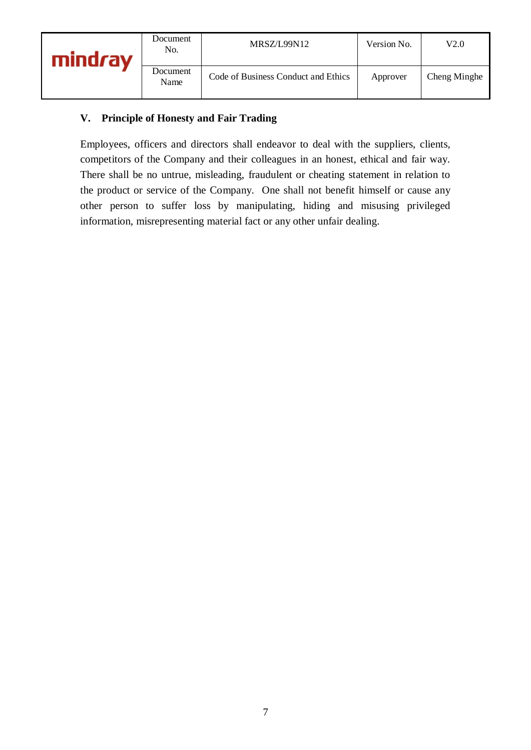## V. Principle of Honesty and Fair Trading

Employees, officers and directors shall endeavor to deal with the suppliers, clients, competitors of the Company and their colleagues in an honest, ethical and fair way. There shall be no untrue, misleading, fraudulent or cheating statement in relation to the product or service of the Company. One shall not benefit himself or cause any other person to suffer loss by manipulating, hiding and misusing privileged information, misrepresenting material fact or any other unfair dealing.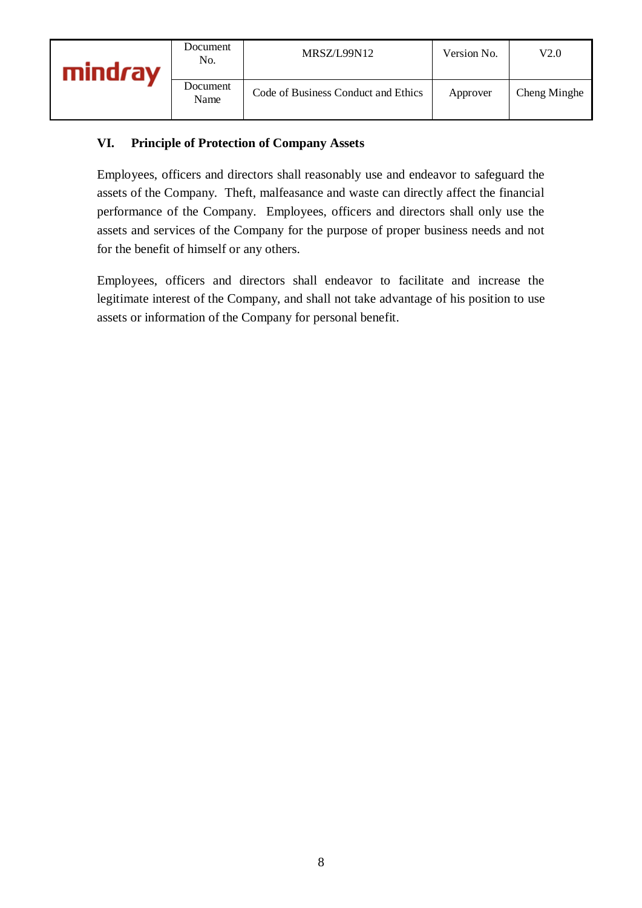## VI. Principle of Protection of Company Assets

Employees, officers and directors shall reasonably use and endeavor to safeguard the assets of the Company. Theft, malfeasance and waste can directly affect the financial performance of the Company. Employees, officers and directors shall only use the assets and services of the Company for the purpose of proper business needs and not for the benefit of himself or any others.

Employees, officers and directors shall endeavor to facilitate and increase the legitimate interest of the Company, and shall not take advantage of his position to use assets or information of the Company for personal benefit.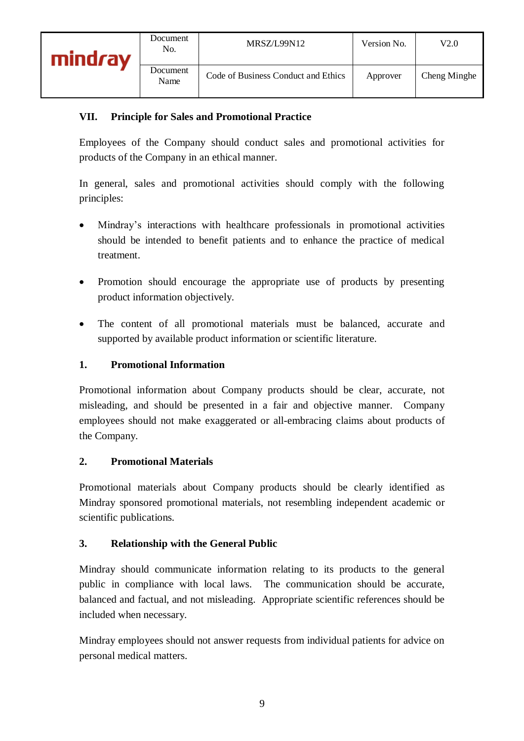## VII. Principle for Sales and Promotional Practice

Employees of the Company should conduct sales and promotional activities for products of the Company in an ethical manner.

In general, sales and promotional activities should comply with the following principles:

- Mindray's interactions with healthcare professionals in promotional activities should be intended to benefit patients and to enhance the practice of medical treatment.
- Promotion should encourage the appropriate use of products by presenting product information objectively.
- The content of all promotional materials must be balanced, accurate and supported by available product information or scientific literature.

### 1. Promotional Information

Promotional information about Company products should be clear, accurate, not misleading, and should be presented in a fair and objective manner. Company employees should not make exaggerated or all-embracing claims about products of the Company.

### 2. Promotional Materials

Promotional materials about Company products should be clearly identified as Mindray sponsored promotional materials, not resembling independent academic or scientific publications.

### 3. Relationship with the General Public

Mindray should communicate information relating to its products to the general public in compliance with local laws. The communication should be accurate, balanced and factual, and not misleading. Appropriate scientific references should be included when necessary.

Mindray employees should not answer requests from individual patients for advice on personal medical matters.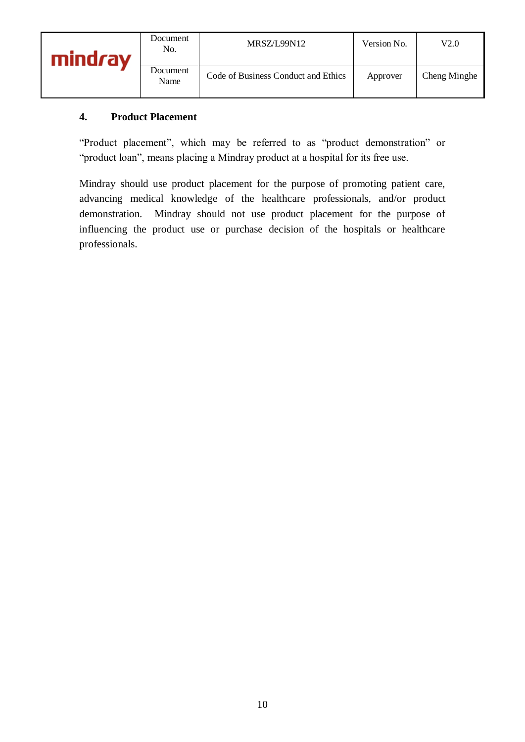## 4. Product Placement

"Product placement", which may be referred to as "product demonstration" or "product loan", means placing a Mindray product at a hospital for its free use.

Mindray should use product placement for the purpose of promoting patient care, advancing medical knowledge of the healthcare professionals, and/or product demonstration. Mindray should not use product placement for the purpose of influencing the product use or purchase decision of the hospitals or healthcare professionals.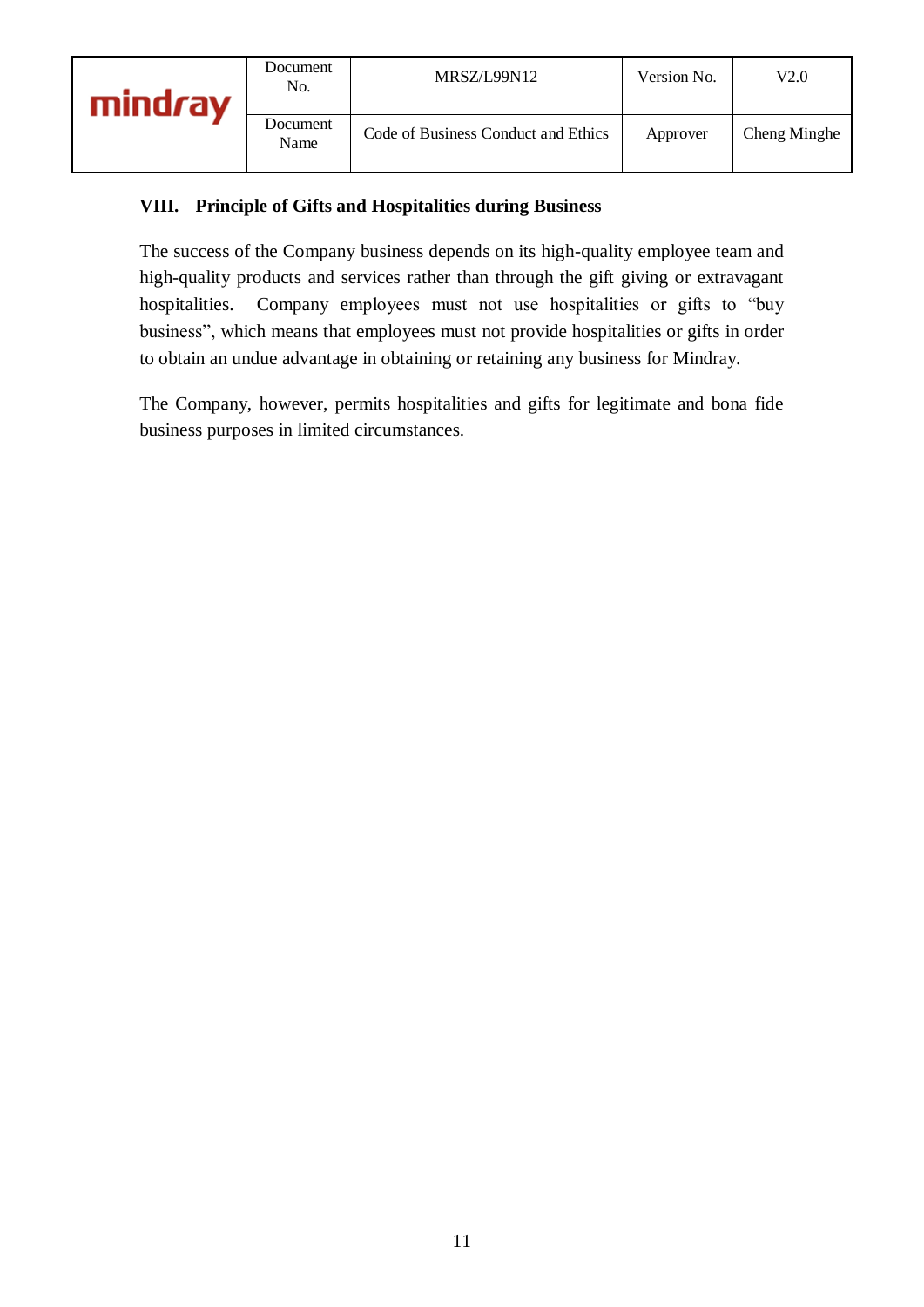## VIII. Principle of Gifts and Hospitalities during Business

The success of the Company business depends on its high-quality employee team and high-quality products and services rather than through the gift giving or extravagant hospitalities. Company employees must not use hospitalities or gifts to "buy business", which means that employees must not provide hospitalities or gifts in order to obtain an undue advantage in obtaining or retaining any business for Mindray.

The Company, however, permits hospitalities and gifts for legitimate and bona fide business purposes in limited circumstances.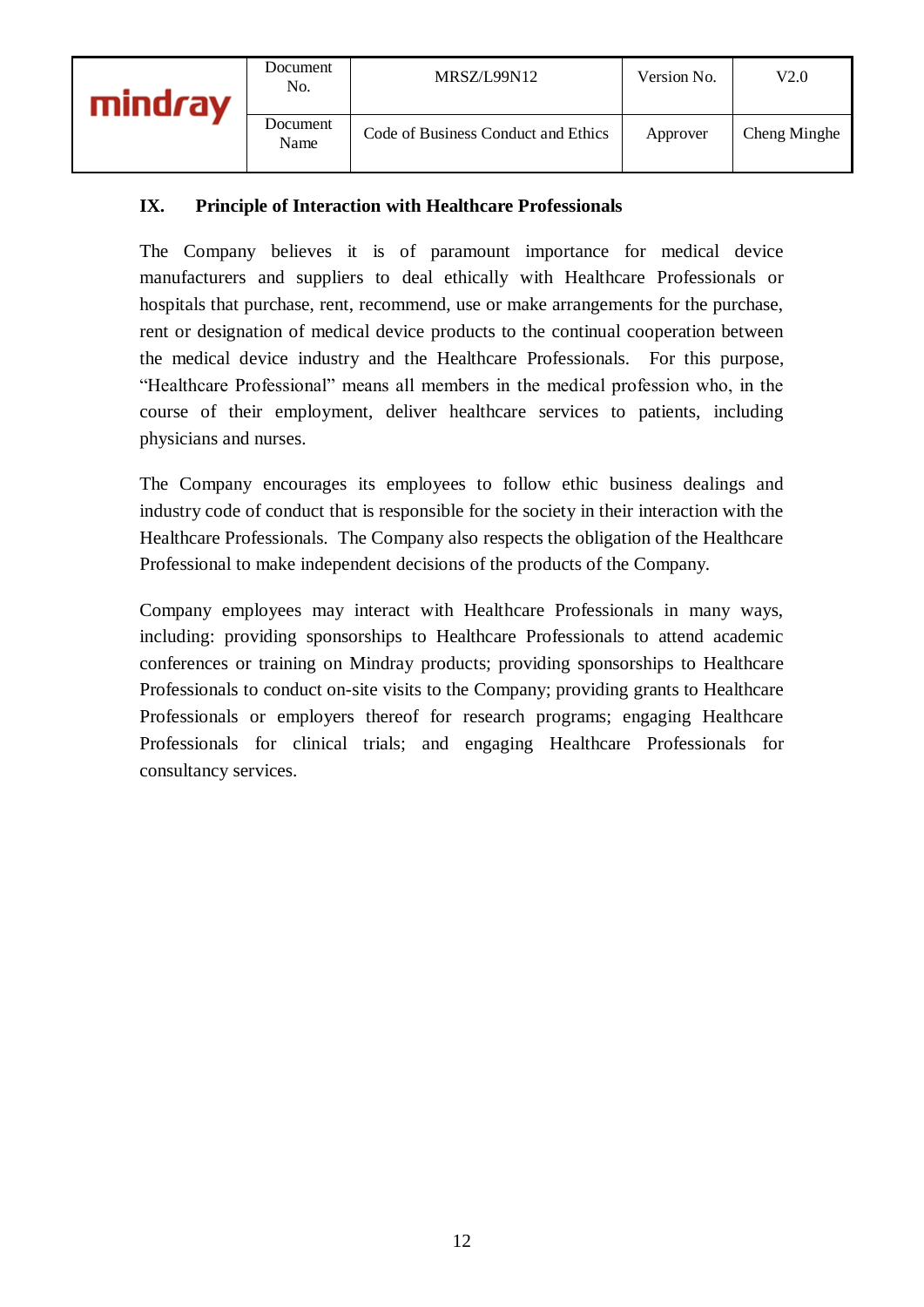## IX. Principle of Interaction with Healthcare Professionals

The Company believes it is of paramount importance for medical device manufacturers and suppliers to deal ethically with Healthcare Professionals or hospitals that purchase, rent, recommend, use or make arrangements for the purchase, rent or designation of medical device products to the continual cooperation between the medical device industry and the Healthcare Professionals. For this purpose, "Healthcare Professional" means all members in the medical profession who, in the course of their employment, deliver healthcare services to patients, including physicians and nurses.

The Company encourages its employees to follow ethic business dealings and industry code of conduct that is responsible for the society in their interaction with the Healthcare Professionals. The Company also respects the obligation of the Healthcare Professional to make independent decisions of the products of the Company.

Company employees may interact with Healthcare Professionals in many ways, including: providing sponsorships to Healthcare Professionals to attend academic conferences or training on Mindray products; providing sponsorships to Healthcare Professionals to conduct on-site visits to the Company; providing grants to Healthcare Professionals or employers thereof for research programs; engaging Healthcare Professionals for clinical trials; and engaging Healthcare Professionals for consultancy services.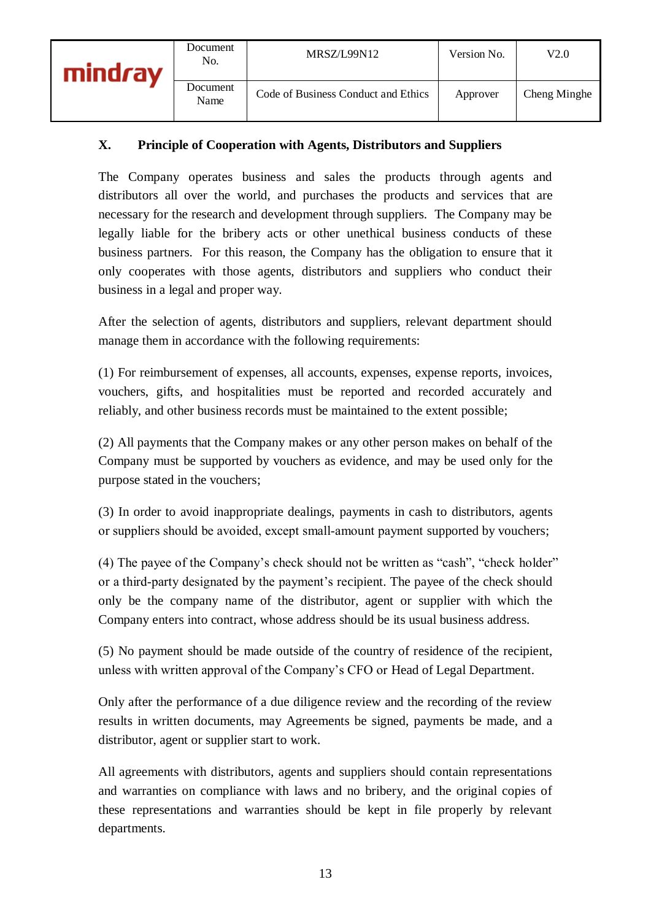## X. Principle of Cooperation with Agents, Distributors and Suppliers

The Company operates business and sales the products through agents and distributors all over the world, and purchases the products and services that are necessary for the research and development through suppliers. The Company may be legally liable for the bribery acts or other unethical business conducts of these business partners. For this reason, the Company has the obligation to ensure that it only cooperates with those agents, distributors and suppliers who conduct their business in a legal and proper way.

After the selection of agents, distributors and suppliers, relevant department should manage them in accordance with the following requirements:

(1) For reimbursement of expenses, all accounts, expenses, expense reports, invoices, vouchers, gifts, and hospitalities must be reported and recorded accurately and reliably, and other business records must be maintained to the extent possible;

(2) All payments that the Company makes or any other person makes on behalf of the Company must be supported by vouchers as evidence, and may be used only for the purpose stated in the vouchers;

(3) In order to avoid inappropriate dealings, payments in cash to distributors, agents or suppliers should be avoided, except small-amount payment supported by vouchers;

(4) The payee of the Company's check should not be written as "cash", "check holder" or a third-party designated by the payment's recipient. The payee of the check should only be the company name of the distributor, agent or supplier with which the Company enters into contract, whose address should be its usual business address.

(5) No payment should be made outside of the country of residence of the recipient, unless with written approval of the Company's CFO or Head of Legal Department.

Only after the performance of a due diligence review and the recording of the review results in written documents, may Agreements be signed, payments be made, and a distributor, agent or supplier start to work.

All agreements with distributors, agents and suppliers should contain representations and warranties on compliance with laws and no bribery, and the original copies of these representations and warranties should be kept in file properly by relevant departments.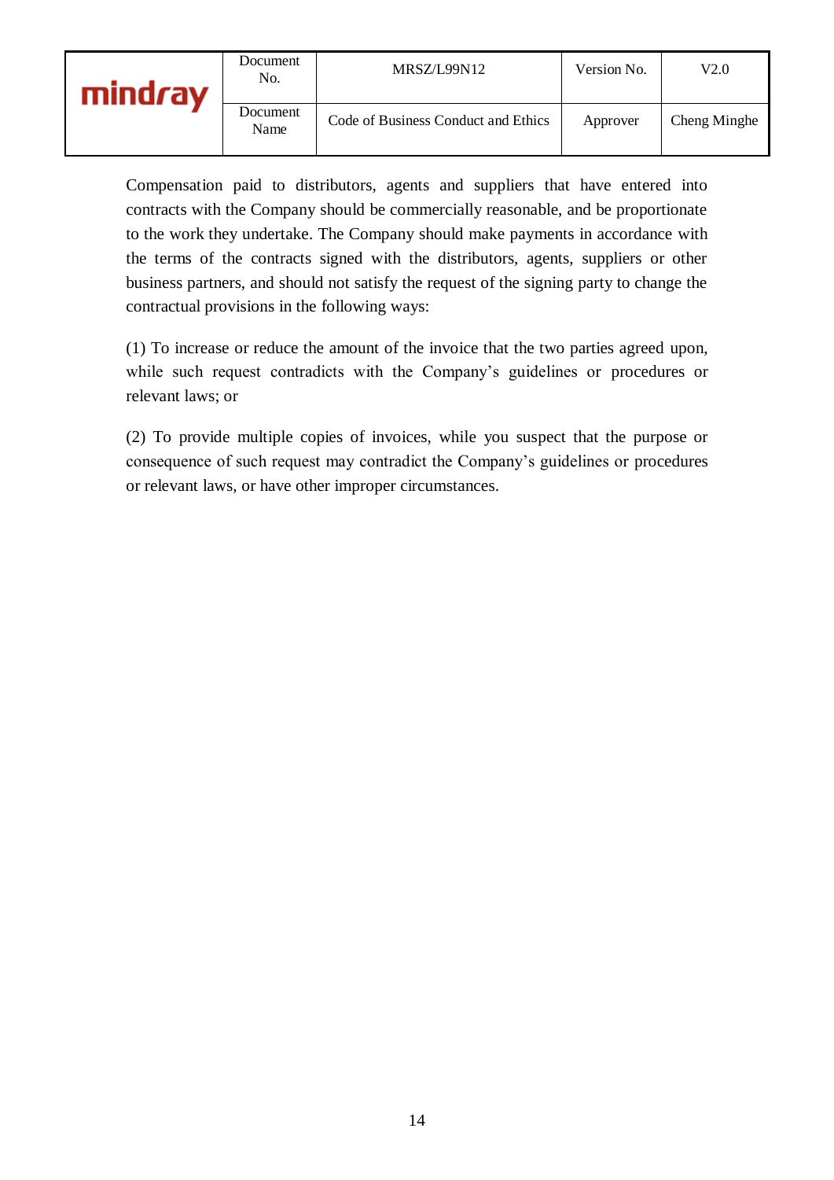Compensation paid to distributors, agents and suppliers that have entered into contracts with the Company should be commercially reasonable, and be proportionate to the work they undertake. The Company should make payments in accordance with the terms of the contracts signed with the distributors, agents, suppliers or other business partners, and should not satisfy the request of the signing party to change the contractual provisions in the following ways:

(1) To increase or reduce the amount of the invoice that the two parties agreed upon, while such request contradicts with the Company's guidelines or procedures or relevant laws; or

(2) To provide multiple copies of invoices, while you suspect that the purpose or consequence of such request may contradict the Company's guidelines or procedures or relevant laws, or have other improper circumstances.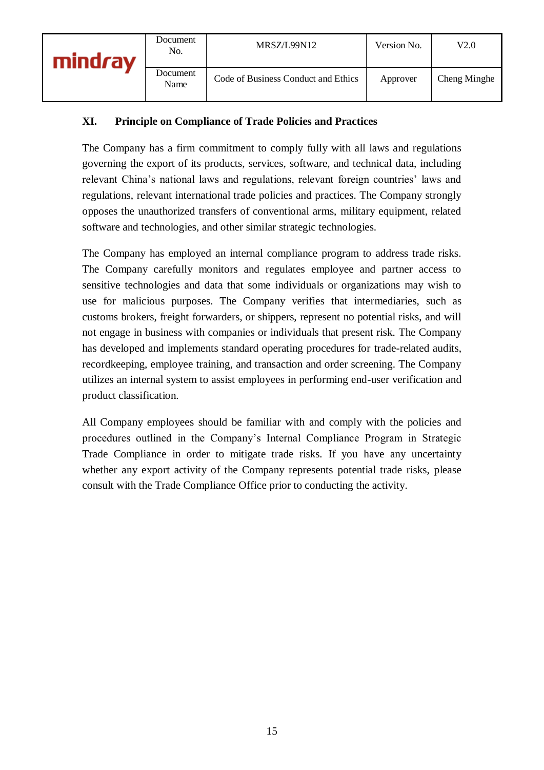## XI. Principle on Compliance of Trade Policies and Practices

The Company has a firm commitment to comply fully with all laws and regulations governing the export of its products, services, software, and technical data, including relevant China's national laws and regulations, relevant foreign countries' laws and regulations, relevant international trade policies and practices. The Company strongly opposes the unauthorized transfers of conventional arms, military equipment, related software and technologies, and other similar strategic technologies.

The Company has employed an internal compliance program to address trade risks. The Company carefully monitors and regulates employee and partner access to sensitive technologies and data that some individuals or organizations may wish to use for malicious purposes. The Company verifies that intermediaries, such as customs brokers, freight forwarders, or shippers, represent no potential risks, and will not engage in business with companies or individuals that present risk. The Company has developed and implements standard operating procedures for trade-related audits, recordkeeping, employee training, and transaction and order screening. The Company utilizes an internal system to assist employees in performing end-user verification and product classification.

All Company employees should be familiar with and comply with the policies and procedures outlined in the Company's Internal Compliance Program in Strategic Trade Compliance in order to mitigate trade risks. If you have any uncertainty whether any export activity of the Company represents potential trade risks, please consult with the Trade Compliance Office prior to conducting the activity.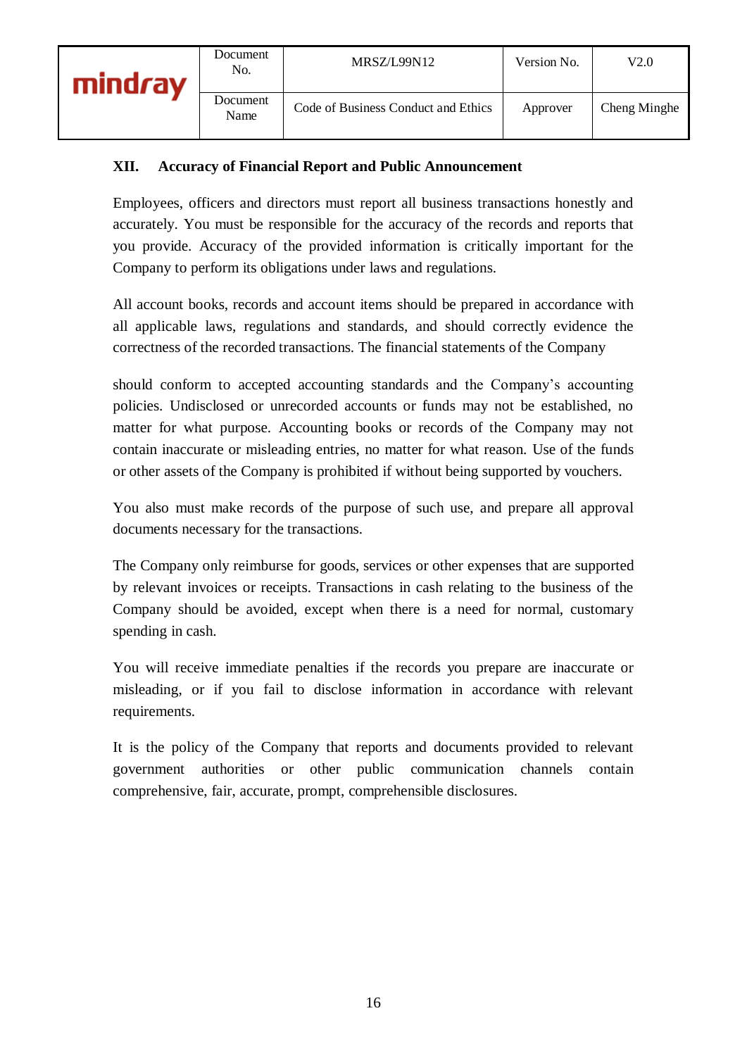## XII. Accuracy of Financial Report and Public Announcement

Employees, officers and directors must report all business transactions honestly and accurately. You must be responsible for the accuracy of the records and reports that you provide. Accuracy of the provided information is critically important for the Company to perform its obligations under laws and regulations.

All account books, records and account items should be prepared in accordance with all applicable laws, regulations and standards, and should correctly evidence the correctness of the recorded transactions. The financial statements of the Company should conform to accepted accounting standards and the Company's accounting policies. Undisclosed or unrecorded accounts or funds may not be established, no matter for what purpose. Accounting books or records of the Company may not contain inaccurate or misleading entries, no matter for what reason. Use of the funds or other assets of the Company is prohibited if without being supported by vouchers.

You also must make records of the purpose of such use, and prepare all approval documents necessary for the transactions.

The Company only reimburse for goods, services or other expenses that are supported by relevant invoices or receipts. Transactions in cash relating to the business of the Company should be avoided, except when there is a need for normal, customary spending in cash.

You will receive immediate penalties if the records you prepare are inaccurate or misleading, or if you fail to disclose information in accordance with relevant requirements.

It is the policy of the Company that reports and documents provided to relevant government authorities or other public communication channels contain comprehensive, fair, accurate, prompt, comprehensible disclosures.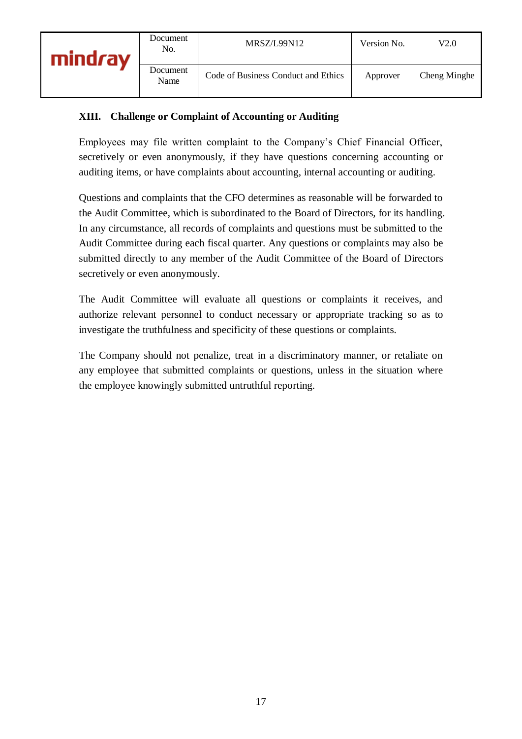## XIII. Challenge or Complaint of Accounting or Auditing

Employees may file written complaint to the Company's Chief Financial Officer, secretively or even anonymously, if they have questions concerning accounting or auditing items, or have complaints about accounting, internal accounting or auditing.

Questions and complaints that the CFO determines as reasonable will be forwarded to the Audit Committee, which is subordinated to the Board of Directors, for its handling. In any circumstance, all records of complaints and questions must be submitted to the Audit Committee during each fiscal quarter. Any questions or complaints may also be submitted directly to any member of the Audit Committee of the Board of Directors secretively or even anonymously.

The Audit Committee will evaluate all questions or complaints it receives, and authorize relevant personnel to conduct necessary or appropriate tracking so as to investigate the truthfulness and specificity of these questions or complaints.

The Company should not penalize, treat in a discriminatory manner, or retaliate on any employee that submitted complaints or questions, unless in the situation where the employee knowingly submitted untruthful reporting.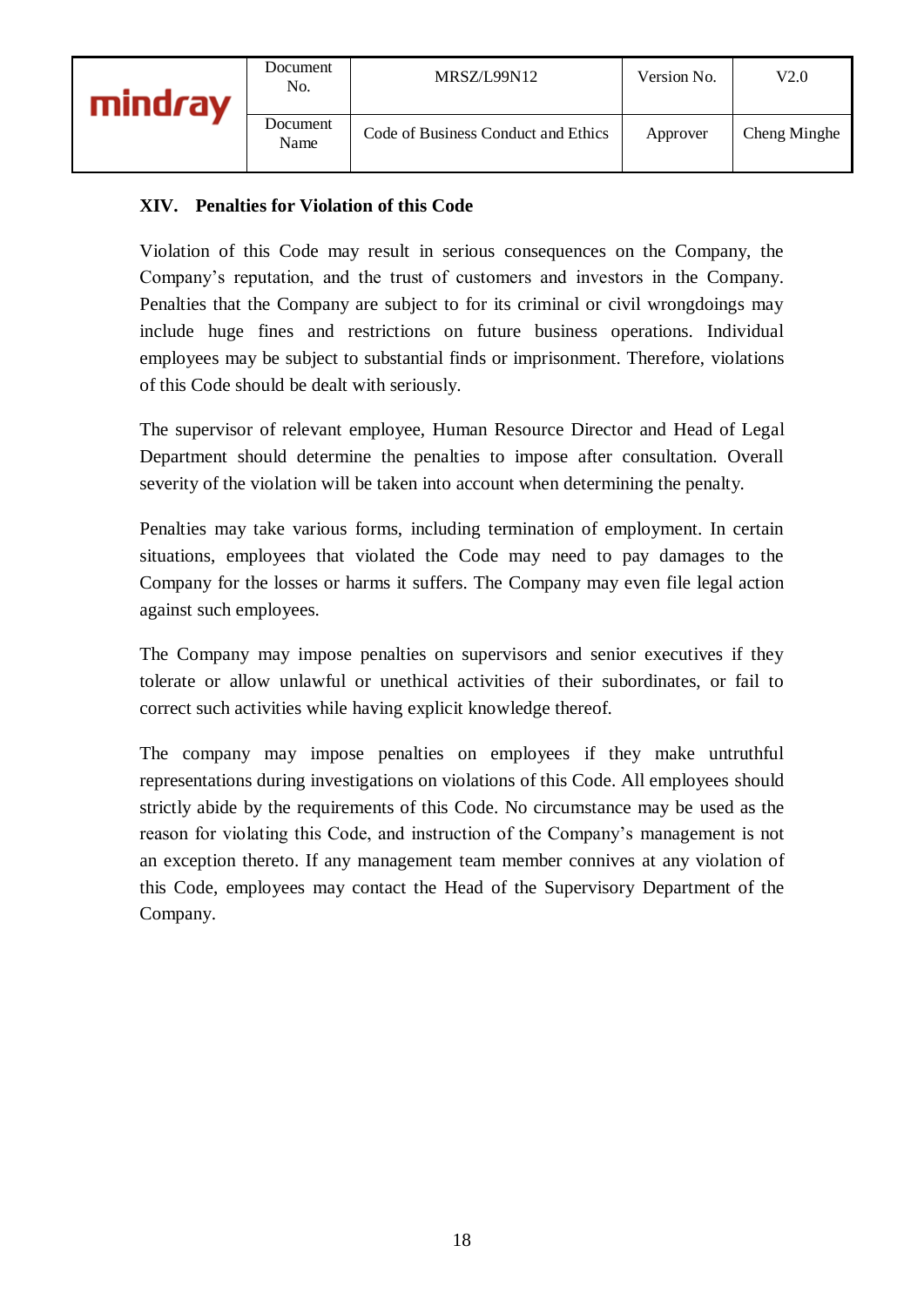## XIV. Penalties for Violation of this Code

Violation of this Code may result in serious consequences on the Company, the Company's reputation, and the trust of customers and investors in the Company. Penalties that the Company are subject to for its criminal or civil wrongdoings may include huge fines and restrictions on future business operations. Individual employees may be subject to substantial finds or imprisonment. Therefore, violations of this Code should be dealt with seriously.

The supervisor of relevant employee, Human Resource Director and Head of Legal Department should determine the penalties to impose after consultation. Overall severity of the violation will be taken into account when determining the penalty.

Penalties may take various forms, including termination of employment. In certain situations, employees that violated the Code may need to pay damages to the Company for the losses or harms it suffers. The Company may even file legal action against such employees.

The Company may impose penalties on supervisors and senior executives if they tolerate or allow unlawful or unethical activities of their subordinates, or fail to correct such activities while having explicit knowledge thereof.

The company may impose penalties on employees if they make untruthful representations during investigations on violations of this Code. All employees should strictly abide by the requirements of this Code. No circumstance may be used as the reason for violating this Code, and instruction of the Company's management is not an exception thereto. If any management team member connives at any violation of this Code, employees may contact the Head of the Supervisory Department of the Company.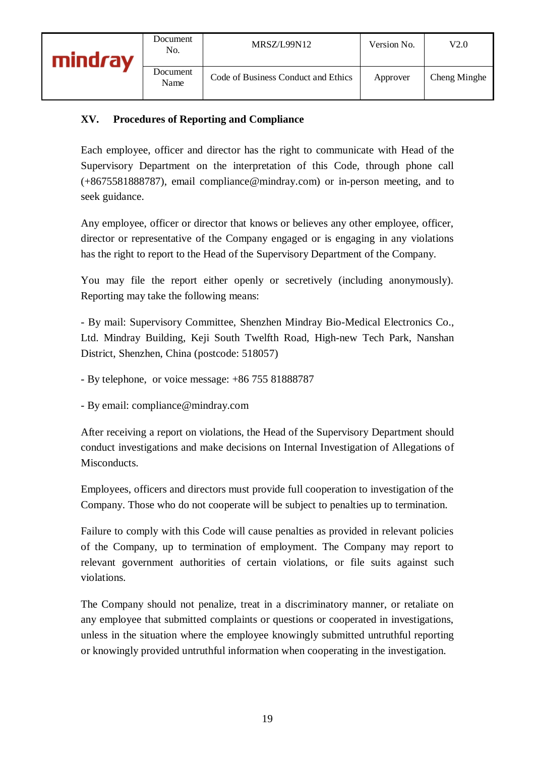## XV. Procedures of Reporting and Compliance

Each employee, officer and director has the right to communicate with Head of the Supervisory Department on the interpretation of this Code, through phone call (+8675581888787), email compliance@mindray.com) or in-person meeting, and to seek guidance.

Any employee, officer or director that knows or believes any other employee, officer, director or representative of the Company engaged or is engaging in any violations has the right to report to the Head of the Supervisory Department of the Company.

You may file the report either openly or secretively (including anonymously). Reporting may take the following means:

- By mail: Supervisory Committee, Shenzhen Mindray Bio-Medical Electronics Co., Ltd. Mindray Building, Keji South Twelfth Road, High-new Tech Park, Nanshan District, Shenzhen, China (postcode: 518057)

- By telephone, or voice message: +86 755 81888787

- By email: compliance@mindray.com

After receiving a report on violations, the Head of the Supervisory Department should conduct investigations and make decisions on Internal Investigation of Allegations of Misconducts.

Employees, officers and directors must provide full cooperation to investigation of the Company. Those who do not cooperate will be subject to penalties up to termination.

Failure to comply with this Code will cause penalties as provided in relevant policies of the Company, up to termination of employment. The Company may report to relevant government authorities of certain violations, or file suits against such violations.

The Company should not penalize, treat in a discriminatory manner, or retaliate on any employee that submitted complaints or questions or cooperated in investigations, unless in the situation where the employee knowingly submitted untruthful reporting or knowingly provided untruthful information when cooperating in the investigation.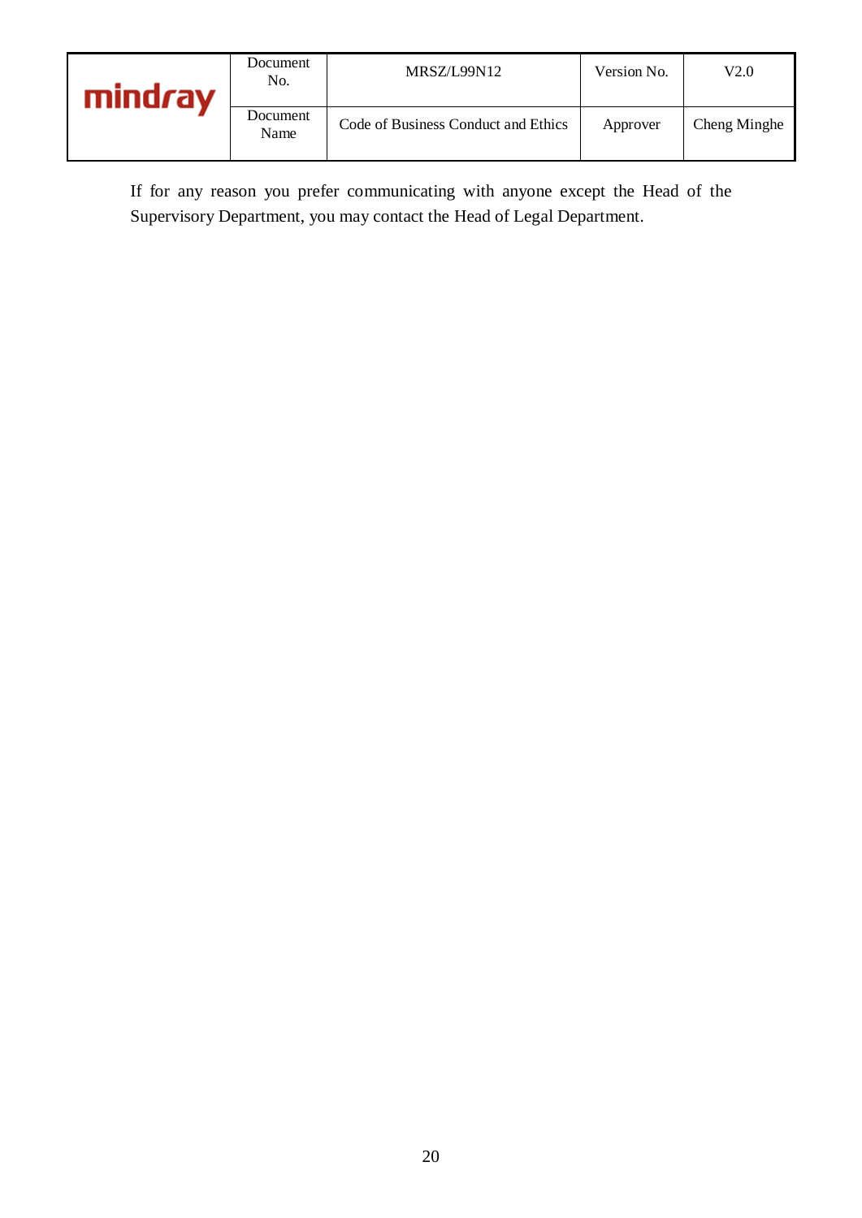If for any reason you prefer communicating with anyone except the Head of the Supervisory Department, you may contact the Head of Legal Department.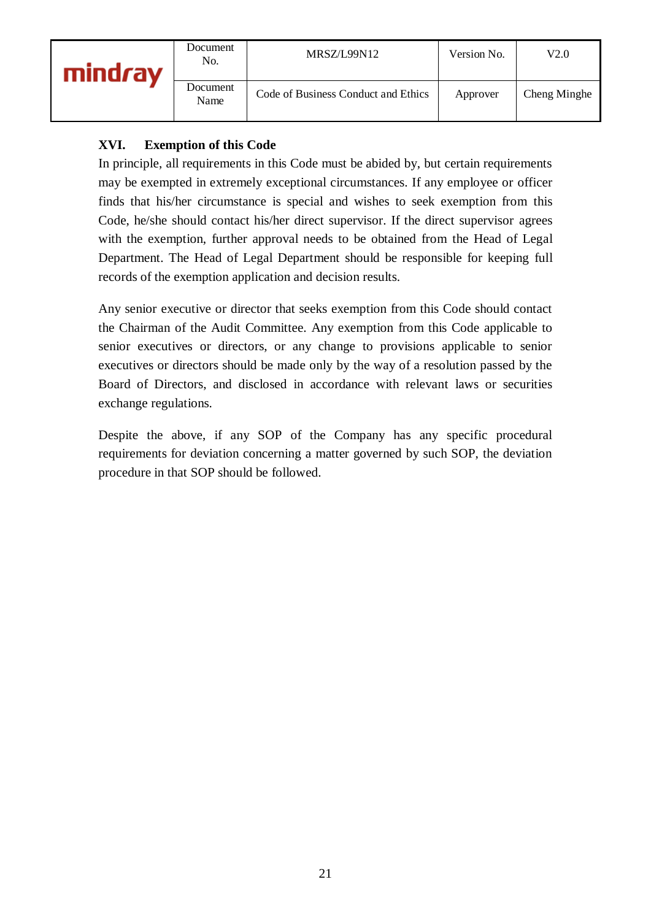## XVI. Exemption of this Code

In principle, all requirements in this Code must be abided by, but certain requirements may be exempted in extremely exceptional circumstances. If any employee or officer finds that his/her circumstance is special and wishes to seek exemption from this Code, he/she should contact his/her direct supervisor. If the direct supervisor agrees with the exemption, further approval needs to be obtained from the Head of Legal Department. The Head of Legal Department should be responsible for keeping full records of the exemption application and decision results.

Any senior executive or director that seeks exemption from this Code should contact the Chairman of the Audit Committee. Any exemption from this Code applicable to senior executives or directors, or any change to provisions applicable to senior executives or directors should be made only by the way of a resolution passed by the Board of Directors, and disclosed in accordance with relevant laws or securities exchange regulations.

Despite the above, if any SOP of the Company has any specific procedural requirements for deviation concerning a matter governed by such SOP, the deviation procedure in that SOP should be followed.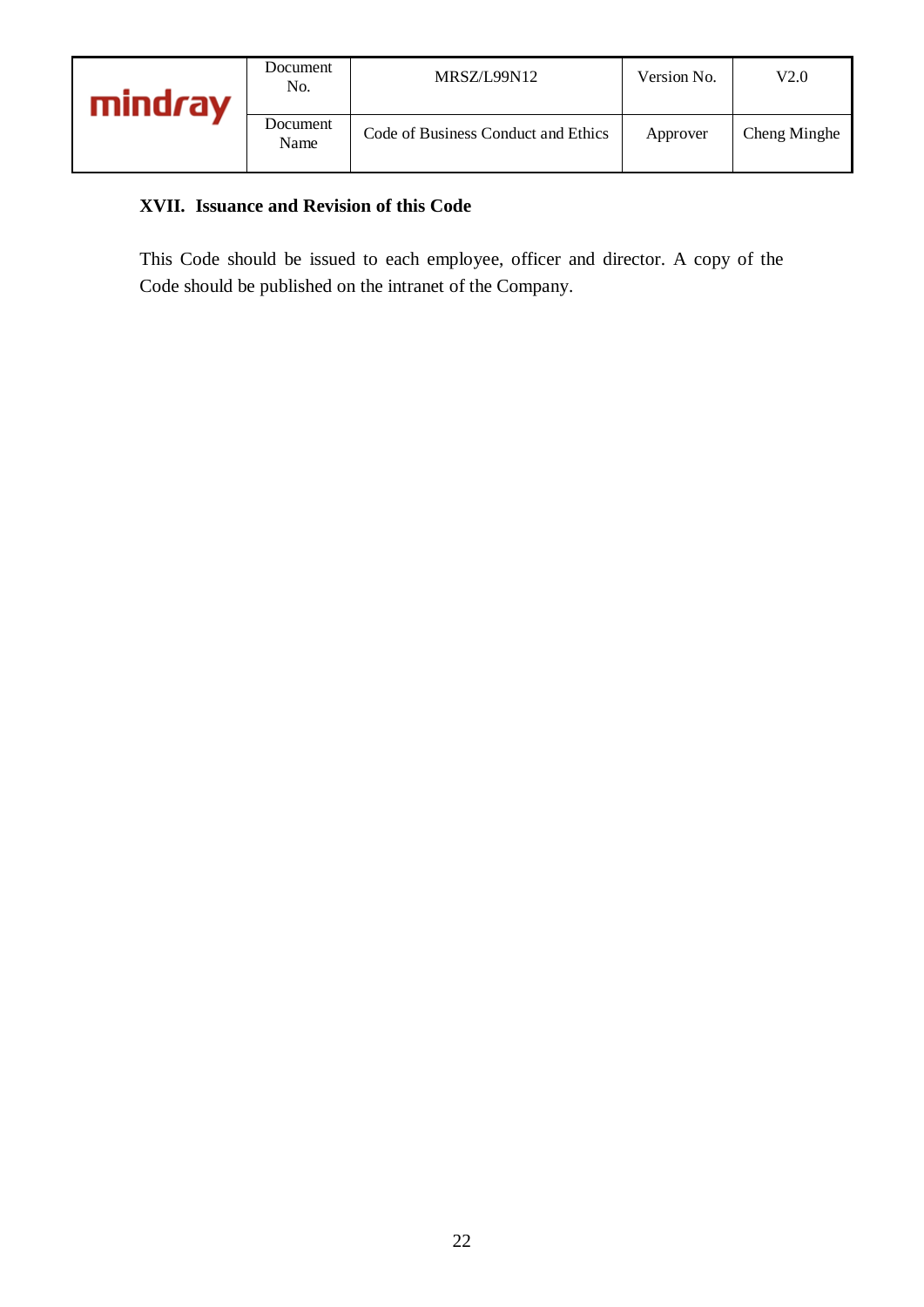## XVII. Issuance and Revision of this Code

This Code should be issued to each employee, officer and director. A copy of the Code should be published on the intranet of the Company.